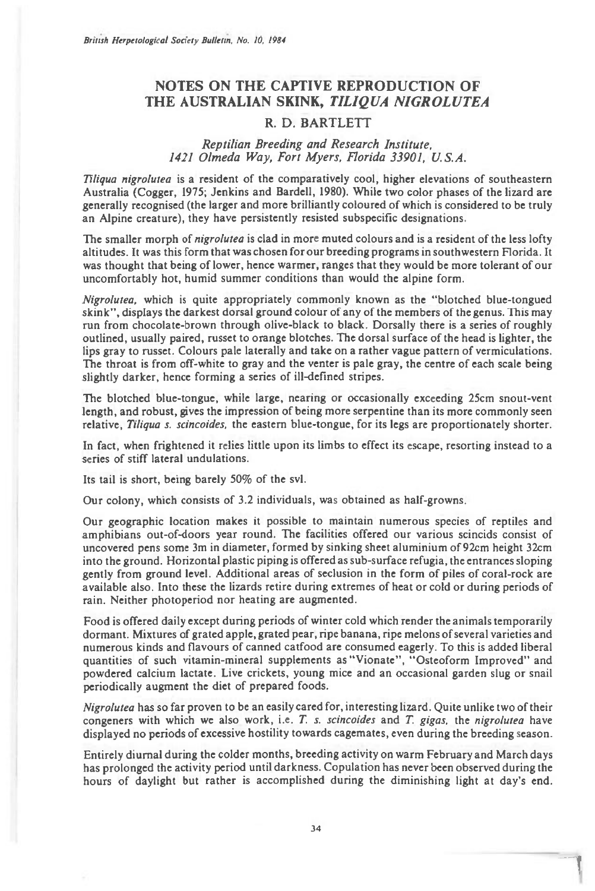# NOTES ON THE CAPTIVE REPRODUCTION OF THE AUSTRALIAN SKINK, *TILIQUA NIGROLUTEA*

## R. D. BARTLETT

*Reptilian Breeding and Research Institute,*
*1421 Olmeda Way, Fort Myers, Florida 33901, U.S.A.*

*Tiliqua nigrolutea* is a resident of the comparatively cool, higher elevations of southeastern Australia (Cogger, 1975; Jenkins and Bardell, 1980). While two color phases of the lizard are generally recognised (the larger and more brilliantly coloured of which is considered to be truly an Alpine creature), they have persistently resisted subspecific designations.

The smaller morph of *nigrolutea* is clad in more muted colours and is a resident of the less lofty altitudes. It was this form that was chosen for our breeding programs in southwestern Florida. It was thought that being of lower, hence warmer, ranges that they would be more tolerant of our uncomfortably hot, humid summer conditions than would the alpine form.

*Nigrolutea,* which is quite appropriately commonly known as the "blotched blue-tongued skink", displays the darkest dorsal ground colour of any of the members of the genus. This may run from chocolate-brown through olive-black to black. Dorsally there is a series of roughly outlined, usually paired, russet to orange blotches. The dorsal surface of the head is lighter, the lips gray to russet. Colours pale laterally and take on a rather vague pattern of vermiculations. The throat is from off-white to gray and the venter is pale gray, the centre of each scale being slightly darker, hence forming a series of ill-defined stripes.

The blotched blue-tongue, while large, nearing or occasionally exceeding 25cm snout-vent length, and robust, gives the impression of being more serpentine than its more commonly seen relative, *Tiliqua s. scincoides,* the eastern blue-tongue, for its legs are proportionately shorter.

In fact, when frightened it relies little upon its limbs to effect its escape, resorting instead to a series of stiff lateral undulations.

Its tail is short, being barely 50% of the svl.

Our colony, which consists of 3.2 individuals, was obtained as half-growns.

Our geographic location makes it possible to maintain numerous species of reptiles and amphibians out-of-doors year round. The facilities offered our various scincids consist of uncovered pens some 3m in diameter, formed by sinking sheet aluminium of 92cm height 32cm into the ground. Horizontal plastic piping is offered as sub-surface refugia, the entrances sloping gently from ground level. Additional areas of seclusion in the form of piles of coral-rock are available also. Into these the lizards retire during extremes of heat or cold or during periods of rain. Neither photoperiod nor heating are augmented.

Food is offered daily except during periods of winter cold which render the animals temporarily dormant. Mixtures of grated apple, grated pear, ripe banana, ripe melons of several varieties and numerous kinds and flavours of canned catfood are consumed eagerly. To this is added liberal quantities of such vitamin-mineral supplements as "Vionate", "Osteoform Improved" and powdered calcium lactate. Live crickets, young mice and an occasional garden slug or snail periodically augment the diet of prepared foods.

*Nigrolutea* has so far proven to be an easily cared for, interesting lizard. Quite unlike two of their congeners with which we also work, i.e. *T. s. scincoides* and *T. gigas,* the *nigrolutea* have displayed no periods of excessive hostility towards cagemates, even during the breeding season.

Entirely diurnal during the colder months, breeding activity on warm February and March days has prolonged the activity period until darkness. Copulation has never been observed during the hours of daylight but rather is accomplished during the diminishing light at day's end.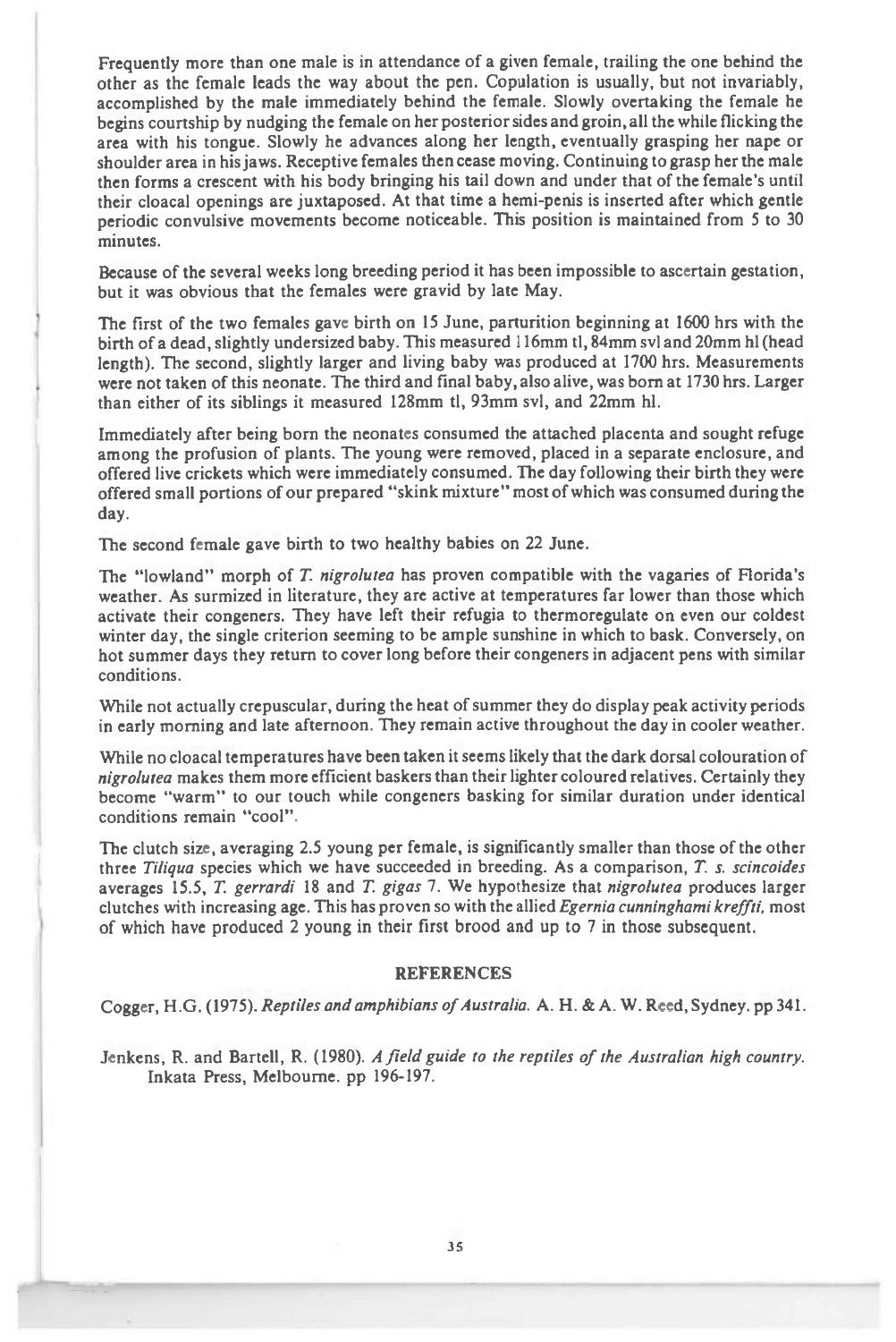Frequently more than one male is in attendance of a given female, trailing the one behind the other as the female leads the way about the pen. Copulation is usually, but not invariably, accomplished by the male immediately behind the female. Slowly overtaking the female he begins courtship by nudging the female on her posterior sides and groin, all the while flicking the area with his tongue. Slowly he advances along her length, eventually grasping her nape or shoulder area in his jaws. Receptive females then cease moving. Continuing to grasp her the male then forms a crescent with his body bringing his tail down and under that of the female's until their cloacal openings are juxtaposed. At that time a hemi-penis is inserted after which gentle periodic convulsive movements become noticeable. This position is maintained from 5 to 30 minutes.

Because of the several weeks long breeding period it has been impossible to ascertain gestation, but it was obvious that the females were gravid by late May.

The first of the two females gave birth on 15 June, parturition beginning at 1600 hrs with the birth of a dead, slightly undersized baby. This measured 116mm tl, 84mm svl and 20mm hl (head length). The second, slightly larger and living baby was produced at 1700 hrs. Measurements were not taken of this neonate. The third and final baby, also alive, was born at 1730 hrs. Larger than either of its siblings it measured 128mm tl, 93mm svl, and 22mm hl.

Immediately after being born the neonates consumed the attached placenta and sought refuge among the profusion of plants. The young were removed, placed in a separate enclosure, and offered live crickets which were immediately consumed. The day following their birth they were offered small portions of our prepared "skink mixture" most of which was consumed during the day.

The second female gave birth to two healthy babies on 22 June.

The "lowland" morph of *T. nigrolutea* has proven compatible with the vagaries of Florida's weather. As surmized in literature, they are active at temperatures far lower than those which activate their congeners. They have left their refugia to thermoregulate on even our coldest winter day, the single criterion seeming to be ample sunshine in which to bask. Conversely, on hot summer days they return to cover long before their congeners in adjacent pens with similar conditions.

While not actually crepuscular, during the heat of summer they do display peak activity periods in early morning and late afternoon. They remain active throughout the day in cooler weather.

While no cloacal temperatures have been taken it seems likely that the dark dorsal colouration of *nigrolutea* makes them more efficient baskers than their lighter coloured relatives. Certainly they become "warm" to our touch while congeners basking for similar duration under identical conditions remain "cool".

The clutch size, averaging 2.5 young per female, is significantly smaller than those of the other three *Tiliqua* species which we have succeeded in breeding. As a comparison, *T. s. scincoides* averages 15.5, *T. gerrardi* 18 and *T. gigas* 7. We hypothesize that *nigrolutea* produces larger clutches with increasing age. This has proven so with the allied *Egernia cunninghami krefftii*, most of which have produced 2 young in their first brood and up to 7 in those subsequent.

## REFERENCES

Cogger, H.G. (1975). *Reptiles and amphibians of Australia.* A. H. & A. W. Reed, Sydney. pp 341.

Jenkens, R. and Bartell, R. (1980). *A field guide to the reptiles of the Australian high country.* Inkata Press, Melbourne. pp 196-197.